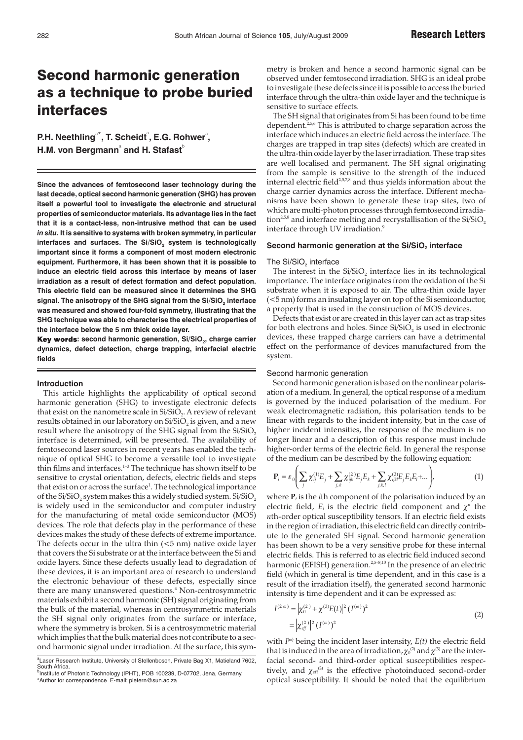# Second harmonic generation as a technique to probe buried interfaces

**P.H. Neethling[a*], T. Scheidt[a], E.G. Rohwer[a], H.M. von Bergmann[a] and H. Stafast[b]**

**Since the advances of femtosecond laser technology during the last decade, optical second harmonic generation (SHG) has proven itself a powerful tool to investigate the electronic and structural properties of semiconductor materials. Its advantage lies in the fact that it is a contact-less, non-intrusive method that can be used *in situ*. It is sensitive to systems with broken symmetry, in particular interfaces and surfaces. The $Si/SiO_2$ system is technologically important since it forms a component of most modern electronic equipment. Furthermore, it has been shown that it is possible to induce an electric field across this interface by means of laser irradiation as a result of defect formation and defect population. This electric field can be measured since it determines the SHG signal. The anisotropy of the SHG signal from the $Si/SiO_2$ interface was measured and showed four-fold symmetry, illustrating that the SHG technique was able to characterise the electrical properties of the interface below the 5 nm thick oxide layer.**

**Key words: second harmonic generation, $Si/SiO_2$, charge carrier dynamics, defect detection, charge trapping, interfacial electric fields**

### Introduction

This article highlights the applicability of optical second harmonic generation (SHG) to investigate electronic defects that exist on the nanometre scale in $Si/SiO_2$. A review of relevant results obtained in our laboratory on $Si/SiO_2$ is given, and a new result where the anisotropy of the SHG signal from the $Si/SiO_2$ interface is determined, will be presented. The availability of femtosecond laser sources in recent years has enabled the technique of optical SHG to become a versatile tool to investigate thin films and interfaces.[1–3] The technique has shown itself to be sensitive to crystal orientation, defects, electric fields and steps that exist on or across the surface[1]. The technological importance of the $Si/SiO_2$ system makes this a widely studied system. $Si/SiO_2$ is widely used in the semiconductor and computer industry for the manufacturing of metal oxide semiconductor (MOS) devices. The role that defects play in the performance of these devices makes the study of these defects of extreme importance. The defects occur in the ultra thin (<5 nm) native oxide layer that covers the Si substrate or at the interface between the Si and oxide layers. Since these defects usually lead to degradation of these devices, it is an important area of research to understand the electronic behaviour of these defects, especially since there are many unanswered questions.[4] Non-centrosymmetric materials exhibit a second harmonic (SH) signal originating from the bulk of the material, whereas in centrosymmetric materials the SH signal only originates from the surface or interface, where the symmetry is broken. Si is a centrosymmetric material which implies that the bulk material does not contribute to a second harmonic signal under irradiation. At the surface, this symmetry is broken and hence a second harmonic signal can be observed under femtosecond irradiation. SHG is an ideal probe to investigate these defects since it is possible to access the buried interface through the ultra-thin oxide layer and the technique is sensitive to surface effects.

The SH signal that originates from Si has been found to be time dependent.[2,5,6] This is attributed to charge separation across the interface which induces an electric field across the interface. The charges are trapped in trap sites (defects) which are created in the ultra-thin oxide layer by the laser irradiation. These trap sites are well localised and permanent. The SH signal originating from the sample is sensitive to the strength of the induced internal electric field[2,5,7,8] and thus yields information about the charge carrier dynamics across the interface. Different mechanisms have been shown to generate these trap sites, two of which are multi-photon processes through femtosecond irradiation[2,5,8] and interface melting and recrystallisation of the $Si/SiO_2$ interface through UV irradiation.[9]

### Second harmonic generation at the $Si/SiO_2$ interface

#### The $Si/SiO_2$ interface

The interest in the $Si/SiO_2$ interface lies in its technological importance. The interface originates from the oxidation of the Si substrate when it is exposed to air. The ultra-thin oxide layer (<5 nm) forms an insulating layer on top of the Si semiconductor, a property that is used in the construction of MOS devices.

Defects that exist or are created in this layer can act as trap sites for both electrons and holes. Since $Si/SiO_2$ is used in electronic devices, these trapped charge carriers can have a detrimental effect on the performance of devices manufactured from the system.

#### Second harmonic generation

Second harmonic generation is based on the nonlinear polarisation of a medium. In general, the optical response of a medium is governed by the induced polarisation of the medium. For weak electromagnetic radiation, this polarisation tends to be linear with regards to the incident intensity, but in the case of higher incident intensities, the response of the medium is no longer linear and a description of this response must include higher-order terms of the electric field. In general the response of the medium can be described by the following equation:

$$\mathbf{P}_i = \varepsilon_0 \left( \sum_j \chi^{(1)}_{ij} E_j + \sum_{j,k} \chi^{(2)}_{ijk} E_j E_k + \sum_{j,k,l} \chi^{(3)}_{ijkl} E_j E_k E_l + \ldots \right), \tag{1}$$

where $\mathbf{P}_i$ is the $i$th component of the polarisation induced by an electric field, $E_i$ is the electric field component and $\chi^n$ the $n$th-order optical susceptibility tensors. If an electric field exists in the region of irradiation, this electric field can directly contribute to the generated SH signal. Second harmonic generation has been shown to be a very sensitive probe for these internal electric fields. This is referred to as electric field induced second harmonic (EFISH) generation.[2,5–8,10] In the presence of an electric field (which in general is time dependent, and in this case is a result of the irradiation itself), the generated second harmonic intensity is time dependent and it can be expressed as:

$$\begin{aligned} I^{(2\omega)} &= \left| \chi_0^{(2)} + \chi^{(3)} E(t) \right|^2 (I^{(\omega)})^2 \\ &= \left| \chi_{eff}^{(2)} \right|^2 (I^{(\omega)})^2 \end{aligned} \tag{2}$$

with $I^{(\omega)}$ being the incident laser intensity, $E(t)$ the electric field that is induced in the area of irradiation, $\chi_0^{(2)}$ and $\chi^{(3)}$ are the interfacial second- and third-order optical susceptibilities respectively, and $\chi_{eff}^{(2)}$ is the effective photoinduced second-order optical susceptibility. It should be noted that the equilibrium

[a] Laser Research Institute, University of Stellenbosch, Private Bag X1, Matieland 7602, South Africa.

[b] Institute of Photonic Technology (IPHT), POB 100239, D-07702, Jena, Germany.

*Author for correspondence E-mail: pietern@sun.ac.za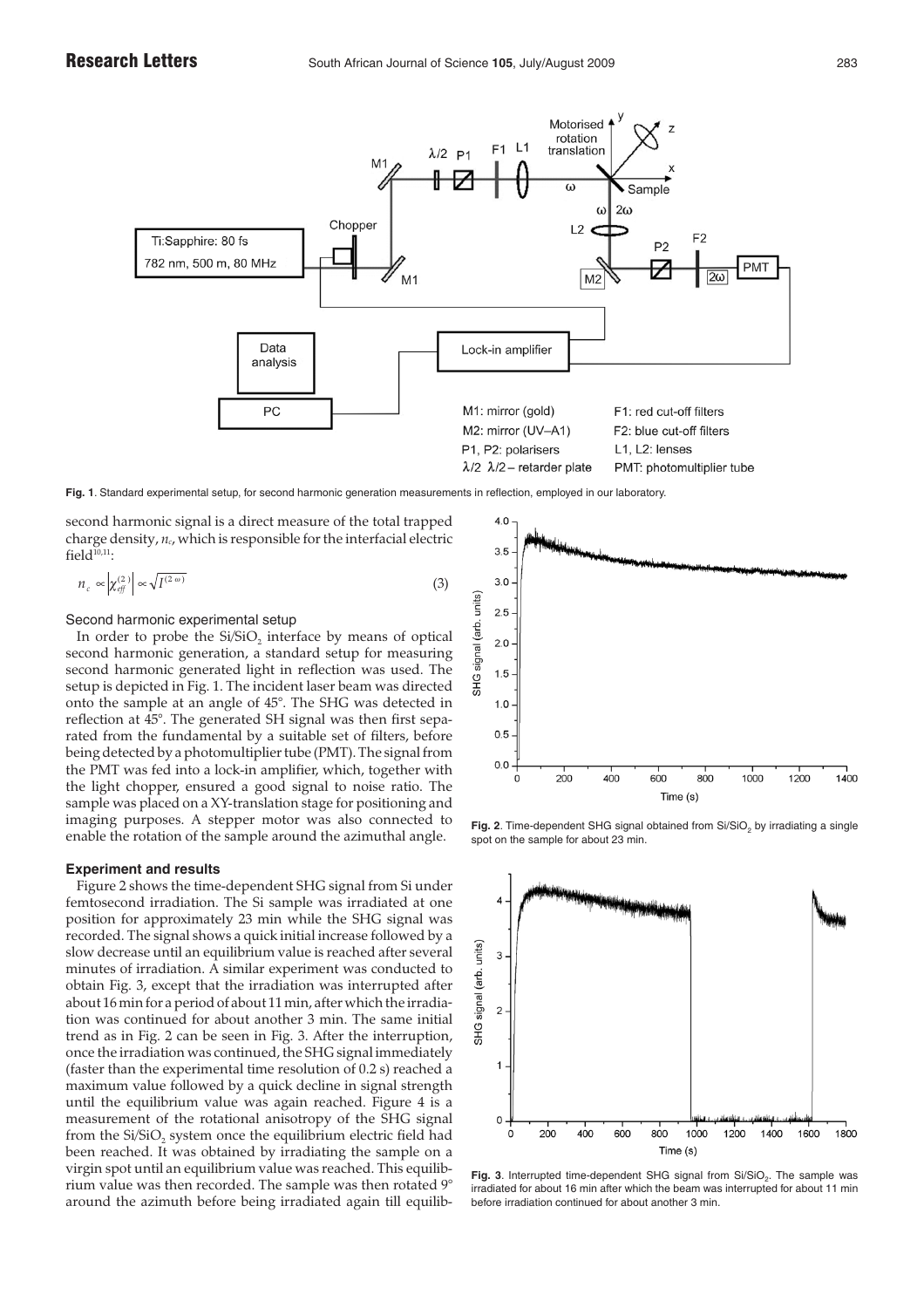**Fig. 1**. Standard experimental setup, for second harmonic generation measurements in reflection, employed in our laboratory.

second harmonic signal is a direct measure of the total trapped charge density, $n_c$, which is responsible for the interfacial electric field[10,11]:

$$n_c \propto \left|\chi_{eff}^{(2)}\right| \propto \sqrt{I^{(2\omega)}} \tag{3}$$

### Second harmonic experimental setup

In order to probe the $Si/SiO_2$ interface by means of optical second harmonic generation, a standard setup for measuring second harmonic generated light in reflection was used. The setup is depicted in Fig. 1. The incident laser beam was directed onto the sample at an angle of 45°. The SHG was detected in reflection at 45°. The generated SH signal was then first separated from the fundamental by a suitable set of filters, before being detected by a photomultiplier tube (PMT). The signal from the PMT was fed into a lock-in amplifier, which, together with the light chopper, ensured a good signal to noise ratio. The sample was placed on a XY-translation stage for positioning and imaging purposes. A stepper motor was also connected to enable the rotation of the sample around the azimuthal angle.

## Experiment and results

Figure 2 shows the time-dependent SHG signal from Si under femtosecond irradiation. The Si sample was irradiated at one position for approximately 23 min while the SHG signal was recorded. The signal shows a quick initial increase followed by a slow decrease until an equilibrium value is reached after several minutes of irradiation. A similar experiment was conducted to obtain Fig. 3, except that the irradiation was interrupted after about 16 min for a period of about 11 min, after which the irradiation was continued for about another 3 min. The same initial trend as in Fig. 2 can be seen in Fig. 3. After the interruption, once the irradiation was continued, the SHG signal immediately (faster than the experimental time resolution of 0.2 s) reached a maximum value followed by a quick decline in signal strength until the equilibrium value was again reached. Figure 4 is a measurement of the rotational anisotropy of the SHG signal from the $Si/SiO_2$ system once the equilibrium electric field had been reached. It was obtained by irradiating the sample on a virgin spot until an equilibrium value was reached. This equilibrium value was then recorded. The sample was then rotated 9° around the azimuth before being irradiated again till equilib-

**Fig. 2**. Time-dependent SHG signal obtained from $Si/SiO_2$ by irradiating a single spot on the sample for about 23 min.

**Fig. 3**. Interrupted time-dependent SHG signal from $Si/SiO_2$. The sample was irradiated for about 16 min after which the beam was interrupted for about 11 min before irradiation continued for about another 3 min.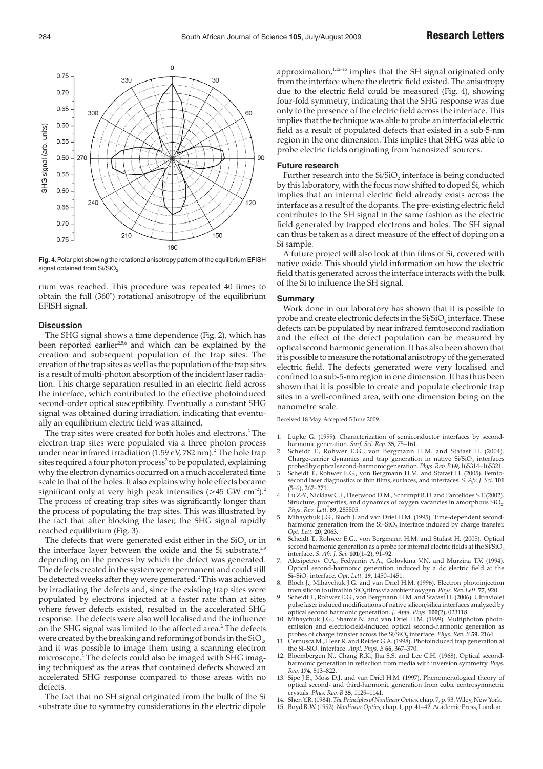0
330
30
300
60
270
90
240
120
210
150
180
0.75
0.70
0.65
0.60
0.55
0.50
0.55
0.60
0.65
0.70
0.75
SHG signal (arb. units)

**Fig. 4**. Polar plot showing the rotational anisotropy pattern of the equilibrium EFISH signal obtained from $Si/SiO_2$.

rium was reached. This procedure was repeated 40 times to obtain the full (360°) rotational anisotropy of the equilibrium EFISH signal.

#### Discussion

The SHG signal shows a time dependence (Fig. 2), which has been reported earlier[2,5,6] and which can be explained by the creation and subsequent population of the trap sites. The creation of the trap sites as well as the population of the trap sites is a result of multi-photon absorption of the incident laser radiation. This charge separation resulted in an electric field across the interface, which contributed to the effective photoinduced second-order optical susceptibility. Eventually a constant SHG signal was obtained during irradiation, indicating that eventually an equilibrium electric field was attained.

The trap sites were created for both holes and electrons.[2] The electron trap sites were populated via a three photon process under near infrared irradiation (1.59 eV, 782 nm).[2] The hole trap sites required a four photon process[2] to be populated, explaining why the electron dynamics occurred on a much accelerated time scale to that of the holes. It also explains why hole effects became significant only at very high peak intensities (>45 GW $cm^{-2}$).[2] The process of creating trap sites was significantly longer than the process of populating the trap sites. This was illustrated by the fact that after blocking the laser, the SHG signal rapidly reached equilibrium (Fig. 3).

The defects that were generated exist either in the $SiO_2$ or in the interface layer between the oxide and the Si substrate,[2,9] depending on the process by which the defect was generated. The defects created in the system were permanent and could still be detected weeks after they were generated.[2] This was achieved by irradiating the defects and, since the existing trap sites were populated by electrons injected at a faster rate than at sites where fewer defects existed, resulted in the accelerated SHG response. The defects were also well localised and the influence on the SHG signal was limited to the affected area.[2] The defects were created by the breaking and reforming of bonds in the $SiO_2$, and it was possible to image them using a scanning electron microscope.[2] The defects could also be imaged with SHG imaging techniques[2] as the areas that contained defects showed an accelerated SHG response compared to those areas with no defects.

The fact that no SH signal originated from the bulk of the Si substrate due to symmetry considerations in the electric dipole approximation,[1,12–15] implies that the SH signal originated only from the interface where the electric field existed. The anisotropy due to the electric field could be measured (Fig. 4), showing four-fold symmetry, indicating that the SHG response was due only to the presence of the electric field across the interface. This implies that the technique was able to probe an interfacial electric field as a result of populated defects that existed in a sub-5-nm region in the one dimension. This implies that SHG was able to probe electric fields originating from 'nanosized' sources.

#### Future research

Further research into the $Si/SiO_2$ interface is being conducted by this laboratory, with the focus now shifted to doped Si, which implies that an internal electric field already exists across the interface as a result of the dopants. The pre-existing electric field contributes to the SH signal in the same fashion as the electric field generated by trapped electrons and holes. The SH signal can thus be taken as a direct measure of the effect of doping on a Si sample.

A future project will also look at thin films of Si, covered with native oxide. This should yield information on how the electric field that is generated across the interface interacts with the bulk of the Si to influence the SH signal.

#### Summary

Work done in our laboratory has shown that it is possible to probe and create electronic defects in the $Si/SiO_2$ interface. These defects can be populated by near infrared femtosecond radiation and the effect of the defect population can be measured by optical second harmonic generation. It has also been shown that it is possible to measure the rotational anisotropy of the generated electric field. The defects generated were very localised and confined to a sub-5-nm region in one dimension. It has thus been shown that it is possible to create and populate electronic trap sites in a well-confined area, with one dimension being on the nanometre scale.

Received 18 May. Accepted 5 June 2009.

1. Lüpke G. (1999). Characterization of semiconductor interfaces by second-harmonic generation. *Surf. Sci. Rep.* **35**, 75–161.
2. Scheidt T., Rohwer E.G., von Bergmann H.M. and Stafast H. (2004). Charge-carrier dynamics and trap generation in native $Si/SiO_2$ interfaces probed by optical second-harmonic generation. *Phys. Rev. B* **69**, 165314–165321.
3. Scheidt T., Rohwer E.G., von Bergmann H.M. and Stafast H. (2005). Femtosecond laser diagnostics of thin films, surfaces, and interfaces. *S. Afr. J. Sci.* **101** (5–6), 267–271.
4. Lu Z-Y., Nicklaw C.J., Fleetwood D.M., Schrimpf R.D. and Pantelides S.T. (2002). Structure, properties, and dynamics of oxygen vacancies in amorphous $SiO_2$. *Phys. Rev. Lett.* **89**, 285505.
5. Mihaychuk J.G., Bloch J. and van Driel H.M. (1995). Time-dependent second-harmonic generation from the Si–$SiO_2$ interface induced by charge transfer. *Opt. Lett.* **20**, 2063.
6. Scheidt T., Rohwer E.G., von Bergmann H.M. and Stafast H. (2005). Optical second harmonic generation as a probe for internal electric fields at the $Si/SiO_2$ interface. *S. Afr. J. Sci.* **101**(1–2), 91–92.
7. Aktsipetrov O.A., Fedyanin A.A., Golovkina V.N. and Murzina T.V. (1994). Optical second-harmonic generation induced by a dc electric field at the Si–$SiO_2$ interface. *Opt. Lett.* **19**, 1450–1451.
8. Bloch J., Mihaychuk J.G. and van Driel H.M. (1996). Electron photoinjection from silicon to ultrathin $SiO_2$ films via ambient oxygen. *Phys. Rev. Lett.* **77**, 920.
9. Scheidt T., Rohwer E.G., von Bergmann H.M. and Stafast H. (2006). Ultraviolet pulse laser induced modifications of native silicon/silica interfaces analyzed by optical second harmonic generation. *J. Appl. Phys.* **100**(2), 023118.
10. Mihaychuk J.G., Shamir N. and van Driel H.M. (1999). Multiphoton photoemission and electric-field-induced optical second-harmonic generation as probes of charge transfer across the $Si/SiO_2$ interface. *Phys. Rev. B* **59**, 2164.
11. Cernusca M., Heer R. and Reider G.A. (1998). Photoinduced trap generation at the Si–$SiO_2$ interface. *Appl. Phys. B* **66**, 367–370.
12. Bloembergen N., Chang R.K., Jha S.S. and Lee C.H. (1968). Optical second-harmonic generation in reflection from media with inversion symmetry. *Phys. Rev.* **174**, 813–822.
13. Sipe J.E., Moss D.J. and van Driel H.M. (1997). Phenomenological theory of optical second- and third-harmonic generation from cubic centrosymmetric crystals. *Phys. Rev. B* **35**, 1129–1141.
14. Shen Y.R. (1984). *The Principles of Nonlinear Optics*, chap. 7, p. 93. Wiley, New York.
15. Boyd R.W. (1992). *Nonlinear Optics*, chap. 1, pp. 41–42. Academic Press, London.